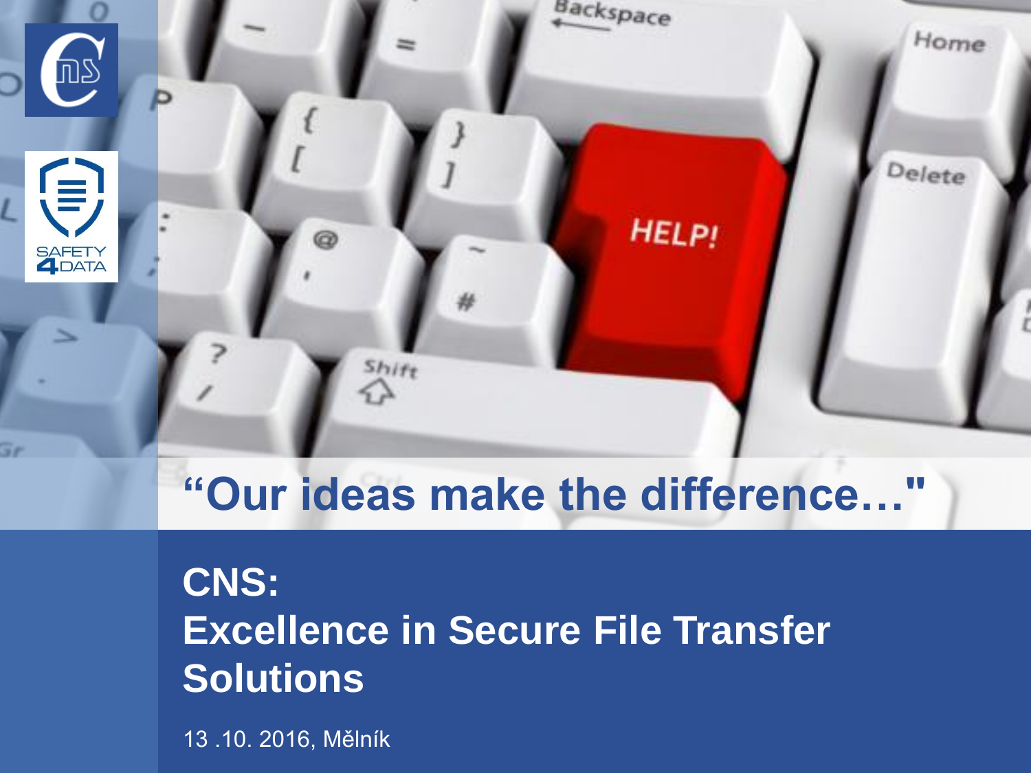“Our ideas make the difference…"

# CNS:
# Excellence in Secure File Transfer Solutions

13 .10. 2016, Mělník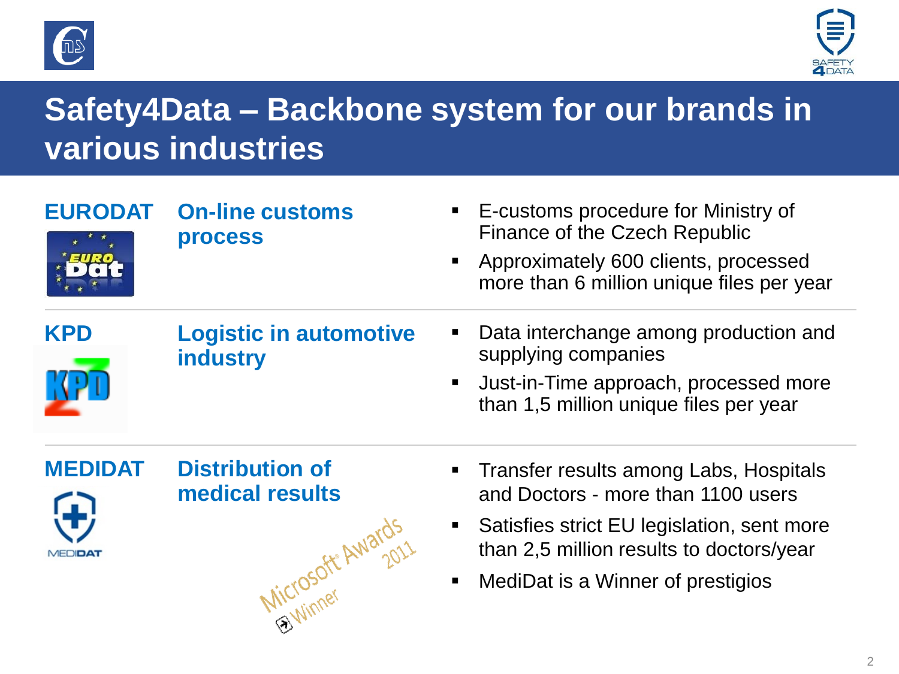# Safety4Data – Backbone system for our brands in various industries

## EURODAT

**On-line customs process**

- E-customs procedure for Ministry of Finance of the Czech Republic
- Approximately 600 clients, processed more than 6 million unique files per year

## KPD

**Logistic in automotive industry**

- Data interchange among production and supplying companies
- Just-in-Time approach, processed more than 1,5 million unique files per year

## MEDIDAT

**Distribution of medical results**

Microsoft Awards 2011 Winner

- Transfer results among Labs, Hospitals and Doctors - more than 1100 users
- Satisfies strict EU legislation, sent more than 2,5 million results to doctors/year
- MediDat is a Winner of prestigios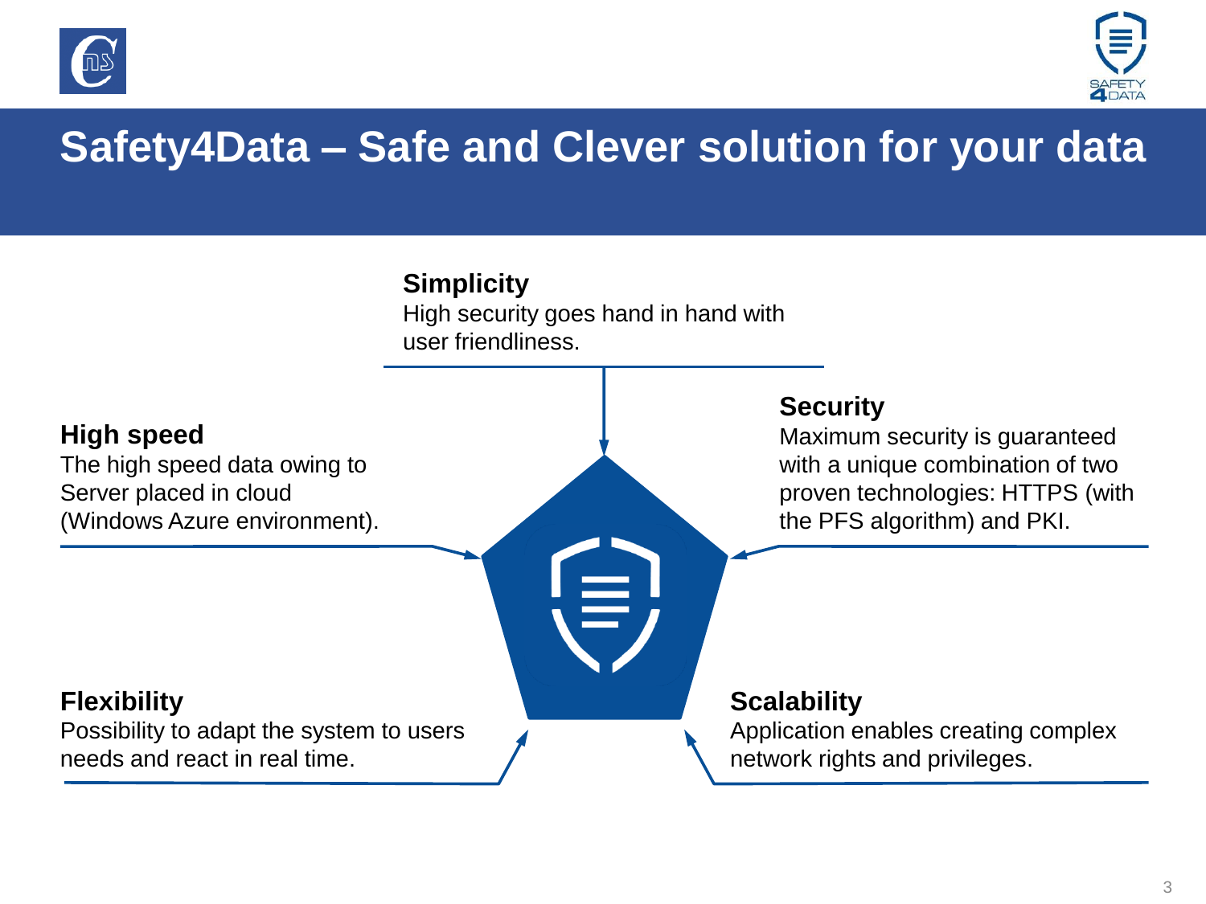# Safety4Data – Safe and Clever solution for your data

**Simplicity**
High security goes hand in hand with user friendliness.

**High speed**
The high speed data owing to Server placed in cloud (Windows Azure environment).

**Security**
Maximum security is guaranteed with a unique combination of two proven technologies: HTTPS (with the PFS algorithm) and PKI.

**Flexibility**
Possibility to adapt the system to users needs and react in real time.

**Scalability**
Application enables creating complex network rights and privileges.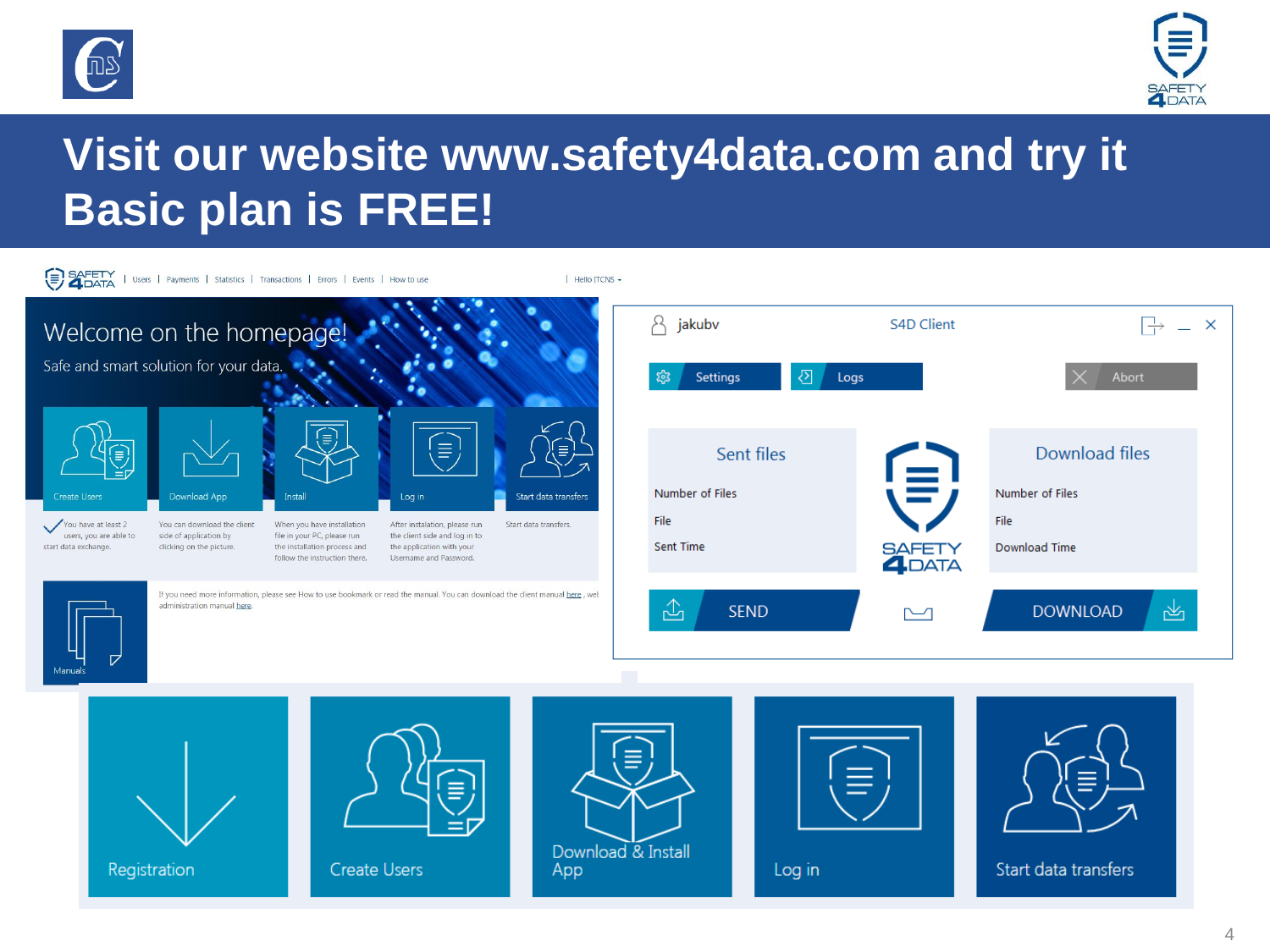# Visit our website www.safety4data.com and try it Basic plan is FREE!

Users | Payments | Statistics | Transactions | Errors | Events | How to use | Hello ITCNS

Welcome on the homepage!

Safe and smart solution for your data.

Create Users — You have at least 2 users, you are able to start data exchange.

Download App — You can download the client side of application by clicking on the picture.

Install — When you have installation file in your PC, please run the installation process and follow the instruction there.

Log in — After instalation, please run the client side and log in to the application with your Username and Password.

Start data transfers — Start data transfers.

Manuals — If you need more information, please see How to use bookmark or read the manual. You can download the client manual here , wel administration manual here.

jakubv — S4D Client

Settings | Logs | Abort

Sent files — Number of Files, File, Sent Time

Download files — Number of Files, File, Download Time

SEND | DOWNLOAD

Registration | Create Users | Download & Install App | Log in | Start data transfers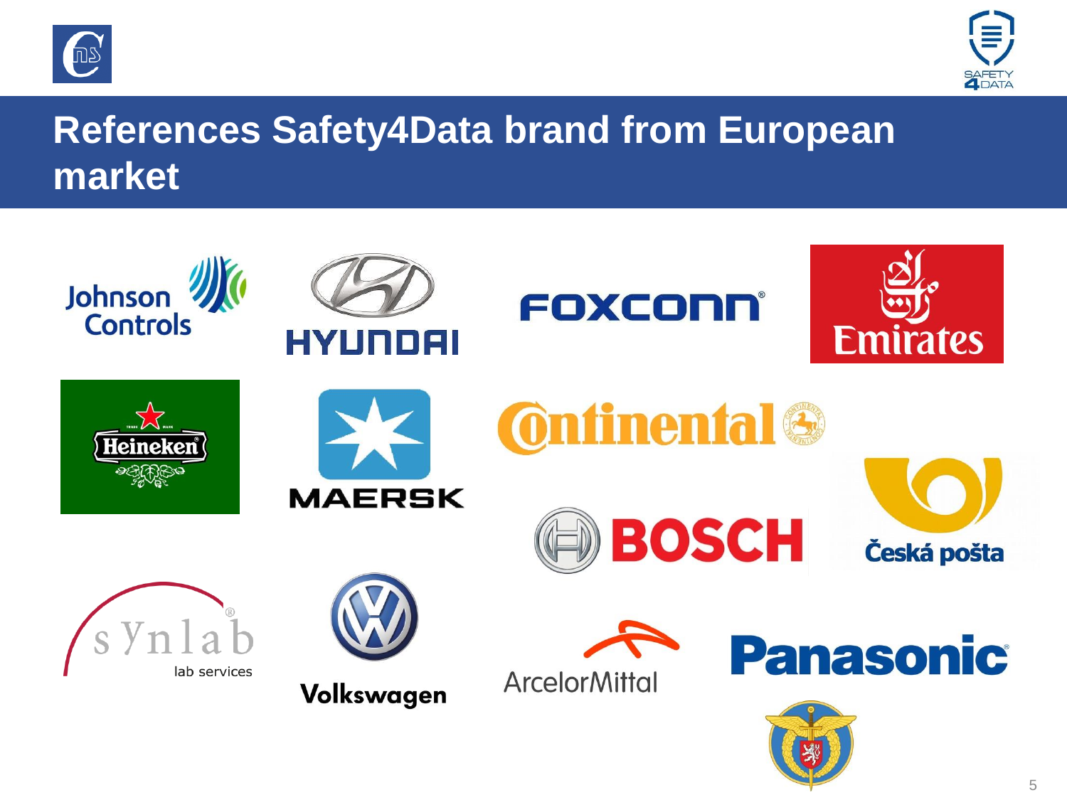# References Safety4Data brand from European market

Johnson Controls

HYUNDAI

FOXCONN

Emirates

Heineken

MAERSK

Continental

BOSCH

Česká pošta

synlab lab services

Volkswagen

ArcelorMittal

Panasonic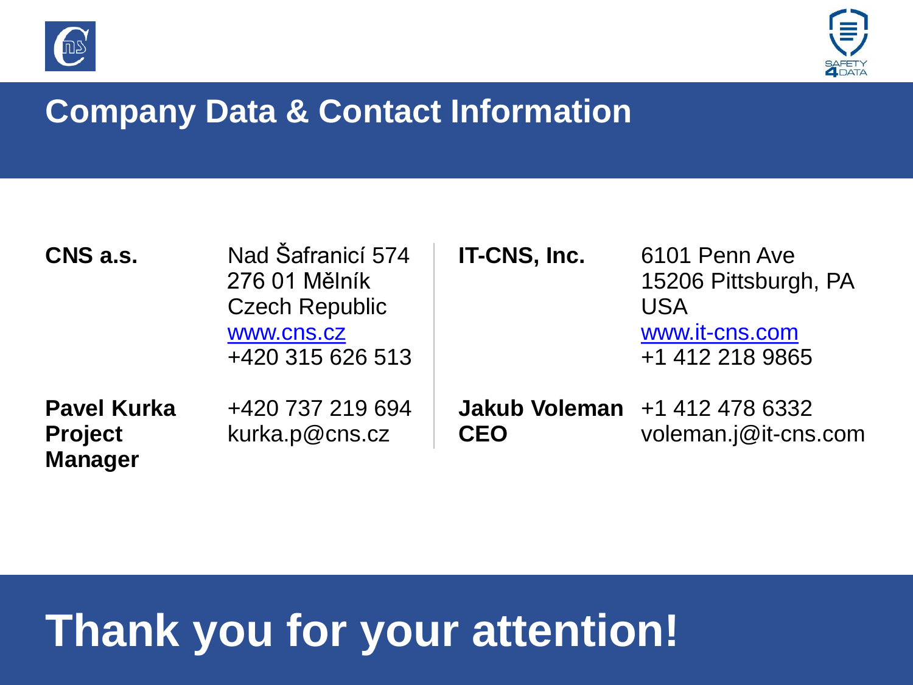# Company Data & Contact Information

| | | | |
|---|---|---|---|
| **CNS a.s.** | Nad Šafranicí 574<br>276 01 Mělník<br>Czech Republic<br>www.cns.cz<br>+420 315 626 513 | **IT-CNS, Inc.** | 6101 Penn Ave<br>15206 Pittsburgh, PA<br>USA<br>www.it-cns.com<br>+1 412 218 9865 |
| **Pavel Kurka**<br>**Project Manager** | +420 737 219 694<br>kurka.p@cns.cz | **Jakub Voleman**<br>**CEO** | +1 412 478 6332<br>voleman.j@it-cns.com |

# Thank you for your attention!